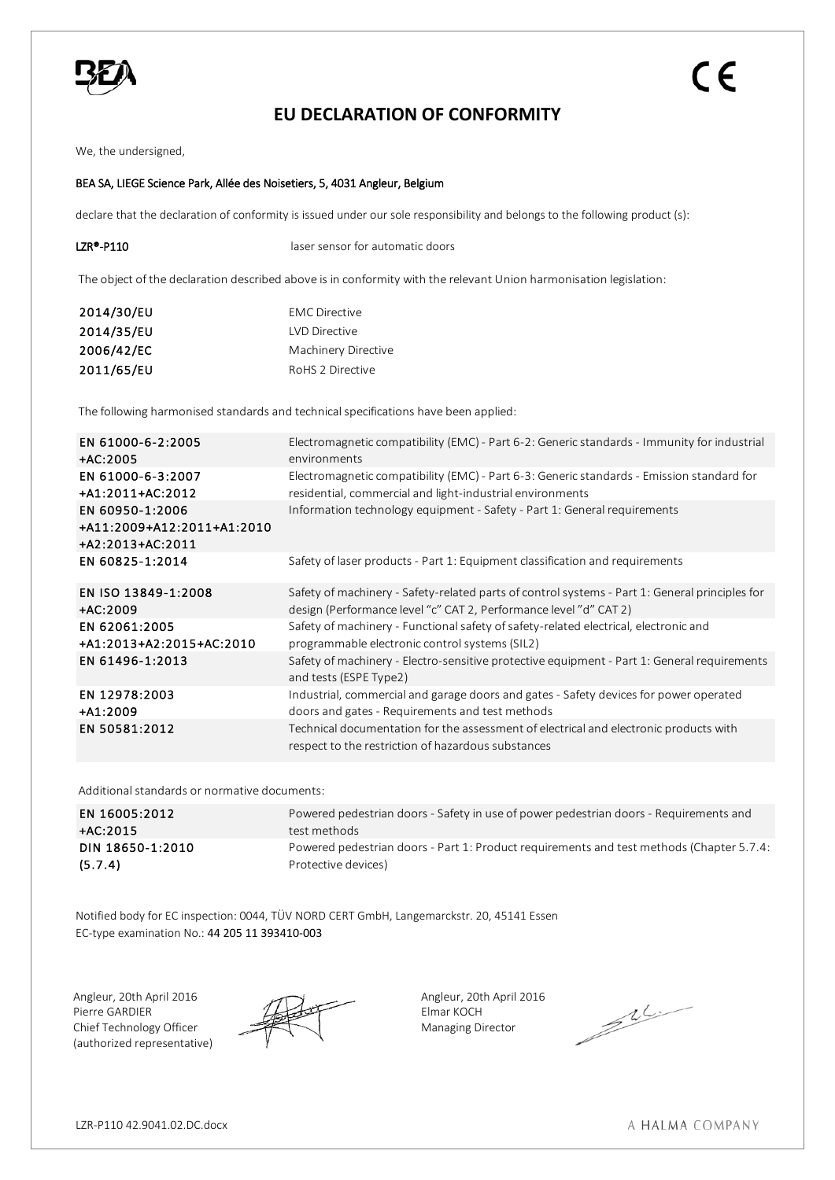# EU DECLARATION OF CONFORMITY

We, the undersigned,

**BEA SA, LIEGE Science Park, Allée des Noisetiers, 5, 4031 Angleur, Belgium**

declare that the declaration of conformity is issued under our sole responsibility and belongs to the following product (s):

**LZR®-P110** laser sensor for automatic doors

The object of the declaration described above is in conformity with the relevant Union harmonisation legislation:

| | |
|---|---|
| 2014/30/EU | EMC Directive |
| 2014/35/EU | LVD Directive |
| 2006/42/EC | Machinery Directive |
| 2011/65/EU | RoHS 2 Directive |

The following harmonised standards and technical specifications have been applied:

| | |
|---|---|
| EN 61000-6-2:2005 +AC:2005 | Electromagnetic compatibility (EMC) - Part 6-2: Generic standards - Immunity for industrial environments |
| EN 61000-6-3:2007 +A1:2011+AC:2012 | Electromagnetic compatibility (EMC) - Part 6-3: Generic standards - Emission standard for residential, commercial and light-industrial environments |
| EN 60950-1:2006 +A11:2009+A12:2011+A1:2010 +A2:2013+AC:2011 | Information technology equipment - Safety - Part 1: General requirements |
| EN 60825-1:2014 | Safety of laser products - Part 1: Equipment classification and requirements |
| EN ISO 13849-1:2008 +AC:2009 | Safety of machinery - Safety-related parts of control systems - Part 1: General principles for design (Performance level "c" CAT 2, Performance level "d" CAT 2) |
| EN 62061:2005 +A1:2013+A2:2015+AC:2010 | Safety of machinery - Functional safety of safety-related electrical, electronic and programmable electronic control systems (SIL2) |
| EN 61496-1:2013 | Safety of machinery - Electro-sensitive protective equipment - Part 1: General requirements and tests (ESPE Type2) |
| EN 12978:2003 +A1:2009 | Industrial, commercial and garage doors and gates - Safety devices for power operated doors and gates - Requirements and test methods |
| EN 50581:2012 | Technical documentation for the assessment of electrical and electronic products with respect to the restriction of hazardous substances |

Additional standards or normative documents:

| | |
|---|---|
| EN 16005:2012 +AC:2015 | Powered pedestrian doors - Safety in use of power pedestrian doors - Requirements and test methods |
| DIN 18650-1:2010 (5.7.4) | Powered pedestrian doors - Part 1: Product requirements and test methods (Chapter 5.7.4: Protective devices) |

Notified body for EC inspection: 0044, TÜV NORD CERT GmbH, Langemarckstr. 20, 45141 Essen
EC-type examination No.: 44 205 11 393410-003

Angleur, 20th April 2016
Pierre GARDIER
Chief Technology Officer
(authorized representative)

Angleur, 20th April 2016
Elmar KOCH
Managing Director

LZR-P110 42.9041.02.DC.docx

A HALMA COMPANY